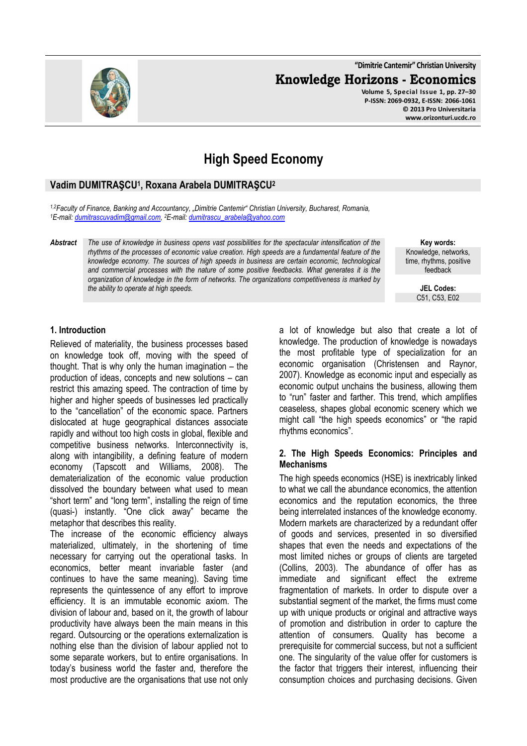# High Speed Economy

**Vadim DUMITRAŞCU[1], Roxana Arabela DUMITRAŞCU[2]**

*[1,2]Faculty of Finance, Banking and Accountancy, „Dimitrie Cantemir" Christian University, Bucharest, Romania,*
*[1]E-mail: dumitrascuvadim@gmail.com, [2]E-mail: dumitrascu_arabela@yahoo.com*

***Abstract*** *The use of knowledge in business opens vast possibilities for the spectacular intensification of the rhythms of the processes of economic value creation. High speeds are a fundamental feature of the knowledge economy. The sources of high speeds in business are certain economic, technological and commercial processes with the nature of some positive feedbacks. What generates it is the organization of knowledge in the form of networks. The organizations competitiveness is marked by the ability to operate at high speeds.*

**Key words:** Knowledge, networks, time, rhythms, positive feedback

**JEL Codes:** C51, C53, E02

## 1. Introduction

Relieved of materiality, the business processes based on knowledge took off, moving with the speed of thought. That is why only the human imagination – the production of ideas, concepts and new solutions – can restrict this amazing speed. The contraction of time by higher and higher speeds of businesses led practically to the "cancellation" of the economic space. Partners dislocated at huge geographical distances associate rapidly and without too high costs in global, flexible and competitive business networks. Interconnectivity is, along with intangibility, a defining feature of modern economy (Tapscott and Williams, 2008). The dematerialization of the economic value production dissolved the boundary between what used to mean "short term" and "long term", installing the reign of time (quasi-) instantly. "One click away" became the metaphor that describes this reality.

The increase of the economic efficiency always materialized, ultimately, in the shortening of time necessary for carrying out the operational tasks. In economics, better meant invariable faster (and continues to have the same meaning). Saving time represents the quintessence of any effort to improve efficiency. It is an immutable economic axiom. The division of labour and, based on it, the growth of labour productivity have always been the main means in this regard. Outsourcing or the operations externalization is nothing else than the division of labour applied not to some separate workers, but to entire organisations. In today's business world the faster and, therefore the most productive are the organisations that use not only a lot of knowledge but also that create a lot of knowledge. The production of knowledge is nowadays the most profitable type of specialization for an economic organisation (Christensen and Raynor, 2007). Knowledge as economic input and especially as economic output unchains the business, allowing them to "run" faster and farther. This trend, which amplifies ceaseless, shapes global economic scenery which we might call "the high speeds economics" or "the rapid rhythms economics".

## 2. The High Speeds Economics: Principles and Mechanisms

The high speeds economics (HSE) is inextricably linked to what we call the abundance economics, the attention economics and the reputation economics, the three being interrelated instances of the knowledge economy. Modern markets are characterized by a redundant offer of goods and services, presented in so diversified shapes that even the needs and expectations of the most limited niches or groups of clients are targeted (Collins, 2003). The abundance of offer has as immediate and significant effect the extreme fragmentation of markets. In order to dispute over a substantial segment of the market, the firms must come up with unique products or original and attractive ways of promotion and distribution in order to capture the attention of consumers. Quality has become a prerequisite for commercial success, but not a sufficient one. The singularity of the value offer for customers is the factor that triggers their interest, influencing their consumption choices and purchasing decisions. Given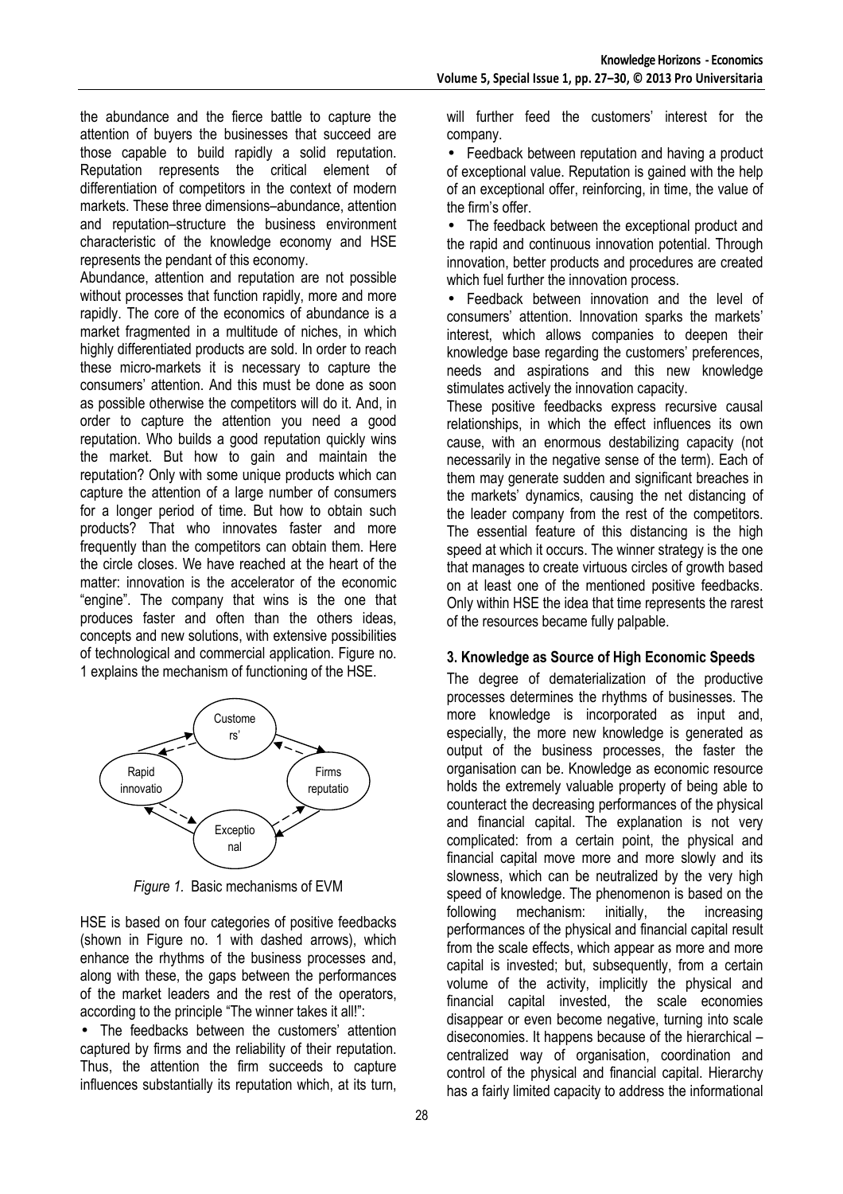the abundance and the fierce battle to capture the attention of buyers the businesses that succeed are those capable to build rapidly a solid reputation. Reputation represents the critical element of differentiation of competitors in the context of modern markets. These three dimensions–abundance, attention and reputation–structure the business environment characteristic of the knowledge economy and HSE represents the pendant of this economy.

Abundance, attention and reputation are not possible without processes that function rapidly, more and more rapidly. The core of the economics of abundance is a market fragmented in a multitude of niches, in which highly differentiated products are sold. In order to reach these micro-markets it is necessary to capture the consumers' attention. And this must be done as soon as possible otherwise the competitors will do it. And, in order to capture the attention you need a good reputation. Who builds a good reputation quickly wins the market. But how to gain and maintain the reputation? Only with some unique products which can capture the attention of a large number of consumers for a longer period of time. But how to obtain such products? That who innovates faster and more frequently than the competitors can obtain them. Here the circle closes. We have reached at the heart of the matter: innovation is the accelerator of the economic "engine". The company that wins is the one that produces faster and often than the others ideas, concepts and new solutions, with extensive possibilities of technological and commercial application. Figure no. 1 explains the mechanism of functioning of the HSE.

Custome rs'

Rapid innovatio

Firms reputatio

Exceptio nal

*Figure 1.* Basic mechanisms of EVM

HSE is based on four categories of positive feedbacks (shown in Figure no. 1 with dashed arrows), which enhance the rhythms of the business processes and, along with these, the gaps between the performances of the market leaders and the rest of the operators, according to the principle "The winner takes it all!":

- The feedbacks between the customers' attention captured by firms and the reliability of their reputation. Thus, the attention the firm succeeds to capture influences substantially its reputation which, at its turn, will further feed the customers' interest for the company.
- Feedback between reputation and having a product of exceptional value. Reputation is gained with the help of an exceptional offer, reinforcing, in time, the value of the firm's offer.
- The feedback between the exceptional product and the rapid and continuous innovation potential. Through innovation, better products and procedures are created which fuel further the innovation process.
- Feedback between innovation and the level of consumers' attention. Innovation sparks the markets' interest, which allows companies to deepen their knowledge base regarding the customers' preferences, needs and aspirations and this new knowledge stimulates actively the innovation capacity.

These positive feedbacks express recursive causal relationships, in which the effect influences its own cause, with an enormous destabilizing capacity (not necessarily in the negative sense of the term). Each of them may generate sudden and significant breaches in the markets' dynamics, causing the net distancing of the leader company from the rest of the competitors. The essential feature of this distancing is the high speed at which it occurs. The winner strategy is the one that manages to create virtuous circles of growth based on at least one of the mentioned positive feedbacks. Only within HSE the idea that time represents the rarest of the resources became fully palpable.

### 3. Knowledge as Source of High Economic Speeds

The degree of dematerialization of the productive processes determines the rhythms of businesses. The more knowledge is incorporated as input and, especially, the more new knowledge is generated as output of the business processes, the faster the organisation can be. Knowledge as economic resource holds the extremely valuable property of being able to counteract the decreasing performances of the physical and financial capital. The explanation is not very complicated: from a certain point, the physical and financial capital move more and more slowly and its slowness, which can be neutralized by the very high speed of knowledge. The phenomenon is based on the following mechanism: initially, the increasing performances of the physical and financial capital result from the scale effects, which appear as more and more capital is invested; but, subsequently, from a certain volume of the activity, implicitly the physical and financial capital invested, the scale economies disappear or even become negative, turning into scale diseconomies. It happens because of the hierarchical – centralized way of organisation, coordination and control of the physical and financial capital. Hierarchy has a fairly limited capacity to address the informational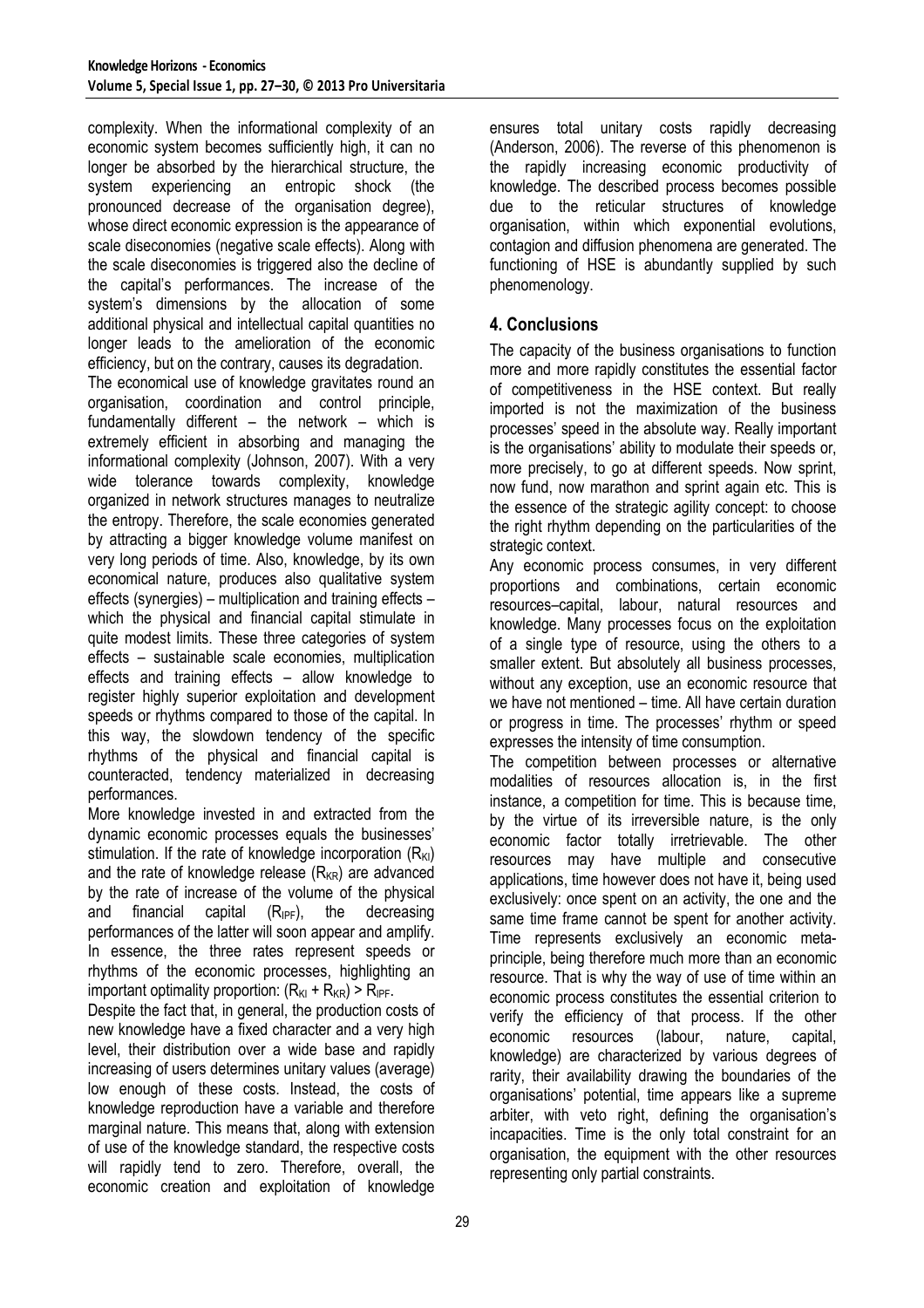complexity. When the informational complexity of an economic system becomes sufficiently high, it can no longer be absorbed by the hierarchical structure, the system experiencing an entropic shock (the pronounced decrease of the organisation degree), whose direct economic expression is the appearance of scale diseconomies (negative scale effects). Along with the scale diseconomies is triggered also the decline of the capital's performances. The increase of the system's dimensions by the allocation of some additional physical and intellectual capital quantities no longer leads to the amelioration of the economic efficiency, but on the contrary, causes its degradation.

The economical use of knowledge gravitates round an organisation, coordination and control principle, fundamentally different – the network – which is extremely efficient in absorbing and managing the informational complexity (Johnson, 2007). With a very wide tolerance towards complexity, knowledge organized in network structures manages to neutralize the entropy. Therefore, the scale economies generated by attracting a bigger knowledge volume manifest on very long periods of time. Also, knowledge, by its own economical nature, produces also qualitative system effects (synergies) – multiplication and training effects – which the physical and financial capital stimulate in quite modest limits. These three categories of system effects – sustainable scale economies, multiplication effects and training effects – allow knowledge to register highly superior exploitation and development speeds or rhythms compared to those of the capital. In this way, the slowdown tendency of the specific rhythms of the physical and financial capital is counteracted, tendency materialized in decreasing performances.

More knowledge invested in and extracted from the dynamic economic processes equals the businesses' stimulation. If the rate of knowledge incorporation ($R_{KI}$) and the rate of knowledge release ($R_{KR}$) are advanced by the rate of increase of the volume of the physical and financial capital ($R_{IPF}$), the decreasing performances of the latter will soon appear and amplify. In essence, the three rates represent speeds or rhythms of the economic processes, highlighting an important optimality proportion: $(R_{KI} + R_{KR}) > R_{IPF}$.

Despite the fact that, in general, the production costs of new knowledge have a fixed character and a very high level, their distribution over a wide base and rapidly increasing of users determines unitary values (average) low enough of these costs. Instead, the costs of knowledge reproduction have a variable and therefore marginal nature. This means that, along with extension of use of the knowledge standard, the respective costs will rapidly tend to zero. Therefore, overall, the economic creation and exploitation of knowledge ensures total unitary costs rapidly decreasing (Anderson, 2006). The reverse of this phenomenon is the rapidly increasing economic productivity of knowledge. The described process becomes possible due to the reticular structures of knowledge organisation, within which exponential evolutions, contagion and diffusion phenomena are generated. The functioning of HSE is abundantly supplied by such phenomenology.

## 4. Conclusions

The capacity of the business organisations to function more and more rapidly constitutes the essential factor of competitiveness in the HSE context. But really imported is not the maximization of the business processes' speed in the absolute way. Really important is the organisations' ability to modulate their speeds or, more precisely, to go at different speeds. Now sprint, now fund, now marathon and sprint again etc. This is the essence of the strategic agility concept: to choose the right rhythm depending on the particularities of the strategic context.

Any economic process consumes, in very different proportions and combinations, certain economic resources–capital, labour, natural resources and knowledge. Many processes focus on the exploitation of a single type of resource, using the others to a smaller extent. But absolutely all business processes, without any exception, use an economic resource that we have not mentioned – time. All have certain duration or progress in time. The processes' rhythm or speed expresses the intensity of time consumption.

The competition between processes or alternative modalities of resources allocation is, in the first instance, a competition for time. This is because time, by the virtue of its irreversible nature, is the only economic factor totally irretrievable. The other resources may have multiple and consecutive applications, time however does not have it, being used exclusively: once spent on an activity, the one and the same time frame cannot be spent for another activity. Time represents exclusively an economic meta-principle, being therefore much more than an economic resource. That is why the way of use of time within an economic process constitutes the essential criterion to verify the efficiency of that process. If the other economic resources (labour, nature, capital, knowledge) are characterized by various degrees of rarity, their availability drawing the boundaries of the organisations' potential, time appears like a supreme arbiter, with veto right, defining the organisation's incapacities. Time is the only total constraint for an organisation, the equipment with the other resources representing only partial constraints.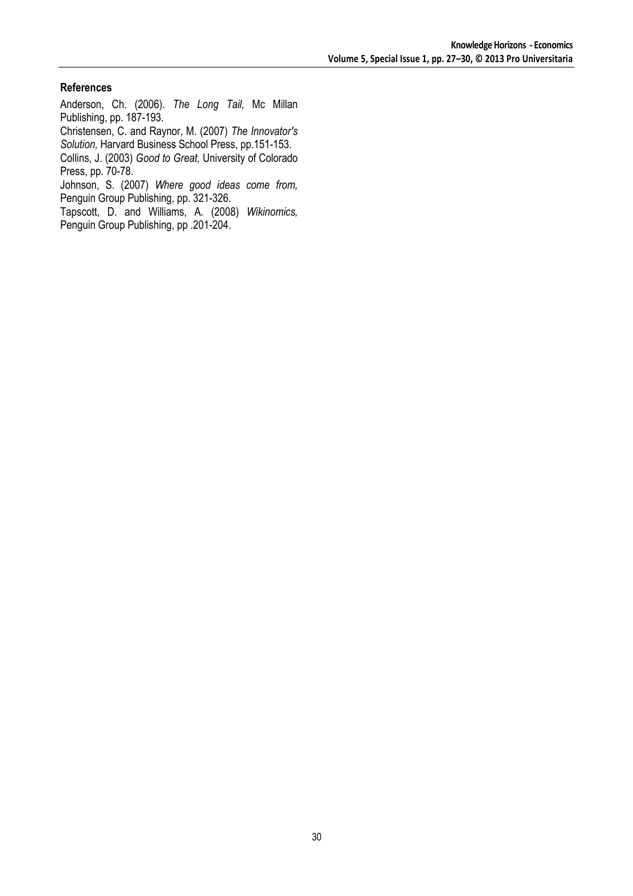## References

Anderson, Ch. (2006). *The Long Tail,* Mc Millan Publishing, pp. 187-193.

Christensen, C. and Raynor, M. (2007) *The Innovator's Solution,* Harvard Business School Press, pp.151-153.

Collins, J. (2003) *Good to Great,* University of Colorado Press, pp. 70-78.

Johnson, S. (2007) *Where good ideas come from,* Penguin Group Publishing, pp. 321-326.

Tapscott, D. and Williams, A. (2008) *Wikinomics,* Penguin Group Publishing, pp .201-204.